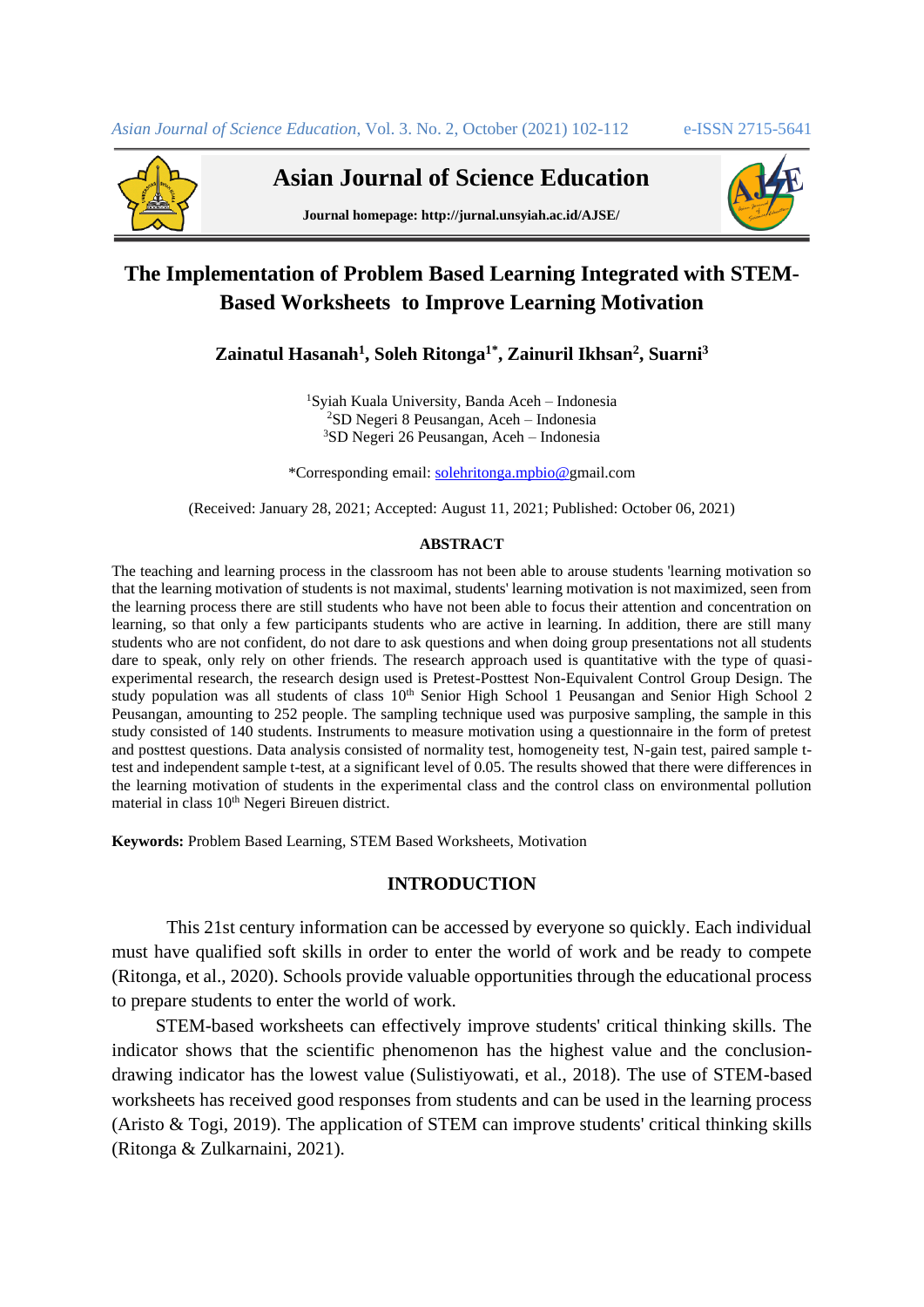# Asian Journal of Science Education

**Journal homepage: http://jurnal.unsyiah.ac.id/AJSE/**

## The Implementation of Problem Based Learning Integrated with STEM-Based Worksheets to Improve Learning Motivation

**Zainatul Hasanah[1], Soleh Ritonga[1*], Zainuril Ikhsan[2], Suarni[3]**

[1]Syiah Kuala University, Banda Aceh – Indonesia
[2]SD Negeri 8 Peusangan, Aceh – Indonesia
[3]SD Negeri 26 Peusangan, Aceh – Indonesia

*Corresponding email: solehritonga.mpbio@gmail.com

(Received: January 28, 2021; Accepted: August 11, 2021; Published: October 06, 2021)

### ABSTRACT

The teaching and learning process in the classroom has not been able to arouse students 'learning motivation so that the learning motivation of students is not maximal, students' learning motivation is not maximized, seen from the learning process there are still students who have not been able to focus their attention and concentration on learning, so that only a few participants students who are active in learning. In addition, there are still many students who are not confident, do not dare to ask questions and when doing group presentations not all students dare to speak, only rely on other friends. The research approach used is quantitative with the type of quasi-experimental research, the research design used is Pretest-Posttest Non-Equivalent Control Group Design. The study population was all students of class 10th Senior High School 1 Peusangan and Senior High School 2 Peusangan, amounting to 252 people. The sampling technique used was purposive sampling, the sample in this study consisted of 140 students. Instruments to measure motivation using a questionnaire in the form of pretest and posttest questions. Data analysis consisted of normality test, homogeneity test, N-gain test, paired sample t-test and independent sample t-test, at a significant level of 0.05. The results showed that there were differences in the learning motivation of students in the experimental class and the control class on environmental pollution material in class 10th Negeri Bireuen district.

**Keywords:** Problem Based Learning, STEM Based Worksheets, Motivation

### INTRODUCTION

This 21st century information can be accessed by everyone so quickly. Each individual must have qualified soft skills in order to enter the world of work and be ready to compete (Ritonga, et al., 2020). Schools provide valuable opportunities through the educational process to prepare students to enter the world of work.

STEM-based worksheets can effectively improve students' critical thinking skills. The indicator shows that the scientific phenomenon has the highest value and the conclusion-drawing indicator has the lowest value (Sulistiyowati, et al., 2018). The use of STEM-based worksheets has received good responses from students and can be used in the learning process (Aristo & Togi, 2019). The application of STEM can improve students' critical thinking skills (Ritonga & Zulkarnaini, 2021).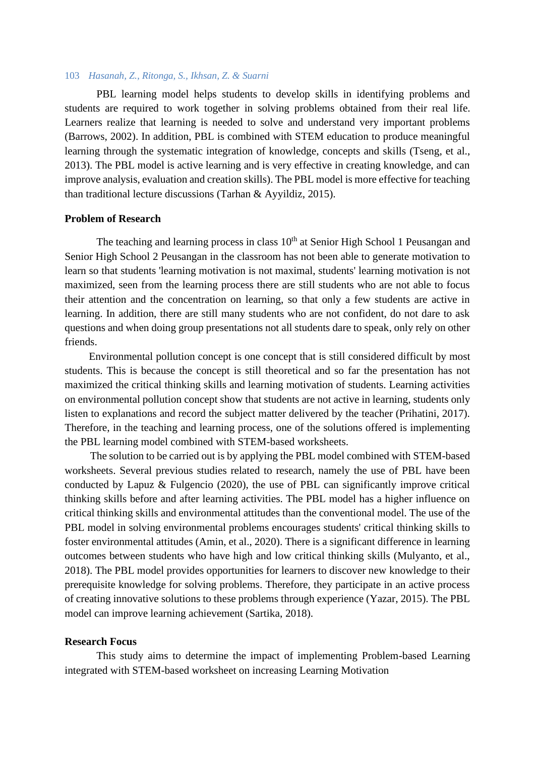PBL learning model helps students to develop skills in identifying problems and students are required to work together in solving problems obtained from their real life. Learners realize that learning is needed to solve and understand very important problems (Barrows, 2002). In addition, PBL is combined with STEM education to produce meaningful learning through the systematic integration of knowledge, concepts and skills (Tseng, et al., 2013). The PBL model is active learning and is very effective in creating knowledge, and can improve analysis, evaluation and creation skills). The PBL model is more effective for teaching than traditional lecture discussions (Tarhan & Ayyildiz, 2015).

## Problem of Research

The teaching and learning process in class 10th at Senior High School 1 Peusangan and Senior High School 2 Peusangan in the classroom has not been able to generate motivation to learn so that students 'learning motivation is not maximal, students' learning motivation is not maximized, seen from the learning process there are still students who are not able to focus their attention and the concentration on learning, so that only a few students are active in learning. In addition, there are still many students who are not confident, do not dare to ask questions and when doing group presentations not all students dare to speak, only rely on other friends.

Environmental pollution concept is one concept that is still considered difficult by most students. This is because the concept is still theoretical and so far the presentation has not maximized the critical thinking skills and learning motivation of students. Learning activities on environmental pollution concept show that students are not active in learning, students only listen to explanations and record the subject matter delivered by the teacher (Prihatini, 2017). Therefore, in the teaching and learning process, one of the solutions offered is implementing the PBL learning model combined with STEM-based worksheets.

The solution to be carried out is by applying the PBL model combined with STEM-based worksheets. Several previous studies related to research, namely the use of PBL have been conducted by Lapuz & Fulgencio (2020), the use of PBL can significantly improve critical thinking skills before and after learning activities. The PBL model has a higher influence on critical thinking skills and environmental attitudes than the conventional model. The use of the PBL model in solving environmental problems encourages students' critical thinking skills to foster environmental attitudes (Amin, et al., 2020). There is a significant difference in learning outcomes between students who have high and low critical thinking skills (Mulyanto, et al., 2018). The PBL model provides opportunities for learners to discover new knowledge to their prerequisite knowledge for solving problems. Therefore, they participate in an active process of creating innovative solutions to these problems through experience (Yazar, 2015). The PBL model can improve learning achievement (Sartika, 2018).

## Research Focus

This study aims to determine the impact of implementing Problem-based Learning integrated with STEM-based worksheet on increasing Learning Motivation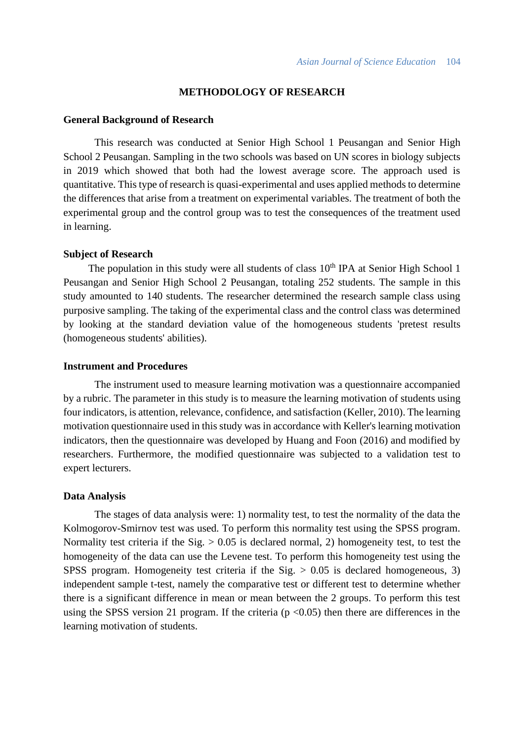## METHODOLOGY OF RESEARCH

### General Background of Research

This research was conducted at Senior High School 1 Peusangan and Senior High School 2 Peusangan. Sampling in the two schools was based on UN scores in biology subjects in 2019 which showed that both had the lowest average score. The approach used is quantitative. This type of research is quasi-experimental and uses applied methods to determine the differences that arise from a treatment on experimental variables. The treatment of both the experimental group and the control group was to test the consequences of the treatment used in learning.

### Subject of Research

The population in this study were all students of class 10$^{th}$ IPA at Senior High School 1 Peusangan and Senior High School 2 Peusangan, totaling 252 students. The sample in this study amounted to 140 students. The researcher determined the research sample class using purposive sampling. The taking of the experimental class and the control class was determined by looking at the standard deviation value of the homogeneous students 'pretest results (homogeneous students' abilities).

### Instrument and Procedures

The instrument used to measure learning motivation was a questionnaire accompanied by a rubric. The parameter in this study is to measure the learning motivation of students using four indicators, is attention, relevance, confidence, and satisfaction (Keller, 2010). The learning motivation questionnaire used in this study was in accordance with Keller's learning motivation indicators, then the questionnaire was developed by Huang and Foon (2016) and modified by researchers. Furthermore, the modified questionnaire was subjected to a validation test to expert lecturers.

### Data Analysis

The stages of data analysis were: 1) normality test, to test the normality of the data the Kolmogorov-Smirnov test was used. To perform this normality test using the SPSS program. Normality test criteria if the Sig. > 0.05 is declared normal, 2) homogeneity test, to test the homogeneity of the data can use the Levene test. To perform this homogeneity test using the SPSS program. Homogeneity test criteria if the Sig. > 0.05 is declared homogeneous, 3) independent sample t-test, namely the comparative test or different test to determine whether there is a significant difference in mean or mean between the 2 groups. To perform this test using the SPSS version 21 program. If the criteria ($p < 0.05$) then there are differences in the learning motivation of students.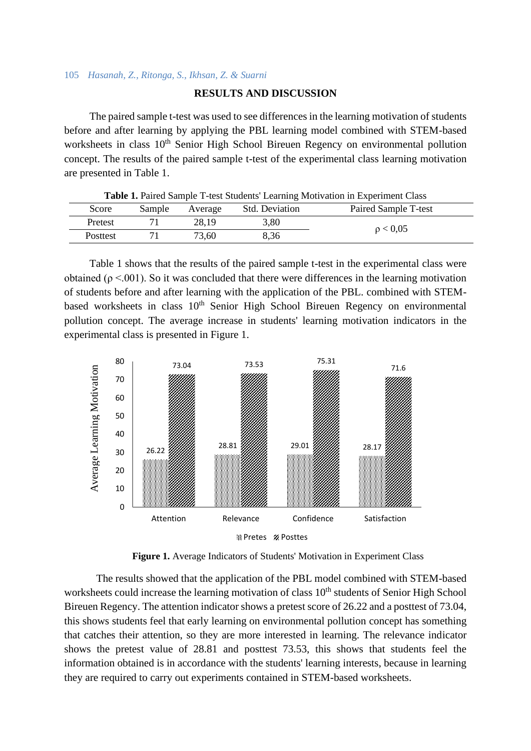## RESULTS AND DISCUSSION

The paired sample t-test was used to see differences in the learning motivation of students before and after learning by applying the PBL learning model combined with STEM-based worksheets in class 10th Senior High School Bireuen Regency on environmental pollution concept. The results of the paired sample t-test of the experimental class learning motivation are presented in Table 1.

**Table 1.** Paired Sample T-test Students' Learning Motivation in Experiment Class

| Score | Sample | Average | Std. Deviation | Paired Sample T-test |
|---|---|---|---|---|
| Pretest | 71 | 28,19 | 3,80 | $\rho < 0{,}05$ |
| Posttest | 71 | 73,60 | 8,36 | |

Table 1 shows that the results of the paired sample t-test in the experimental class were obtained ($\rho < .001$). So it was concluded that there were differences in the learning motivation of students before and after learning with the application of the PBL. combined with STEM-based worksheets in class 10th Senior High School Bireuen Regency on environmental pollution concept. The average increase in students' learning motivation indicators in the experimental class is presented in Figure 1.

| Indicator | Pretes | Posttes |
|---|---|---|
| Attention | 26.22 | 73.04 |
| Relevance | 28.81 | 73.53 |
| Confidence | 29.01 | 75.31 |
| Satisfaction | 28.17 | 71.6 |

**Figure 1.** Average Indicators of Students' Motivation in Experiment Class

The results showed that the application of the PBL model combined with STEM-based worksheets could increase the learning motivation of class 10th students of Senior High School Bireuen Regency. The attention indicator shows a pretest score of 26.22 and a posttest of 73.04, this shows students feel that early learning on environmental pollution concept has something that catches their attention, so they are more interested in learning. The relevance indicator shows the pretest value of 28.81 and posttest 73.53, this shows that students feel the information obtained is in accordance with the students' learning interests, because in learning they are required to carry out experiments contained in STEM-based worksheets.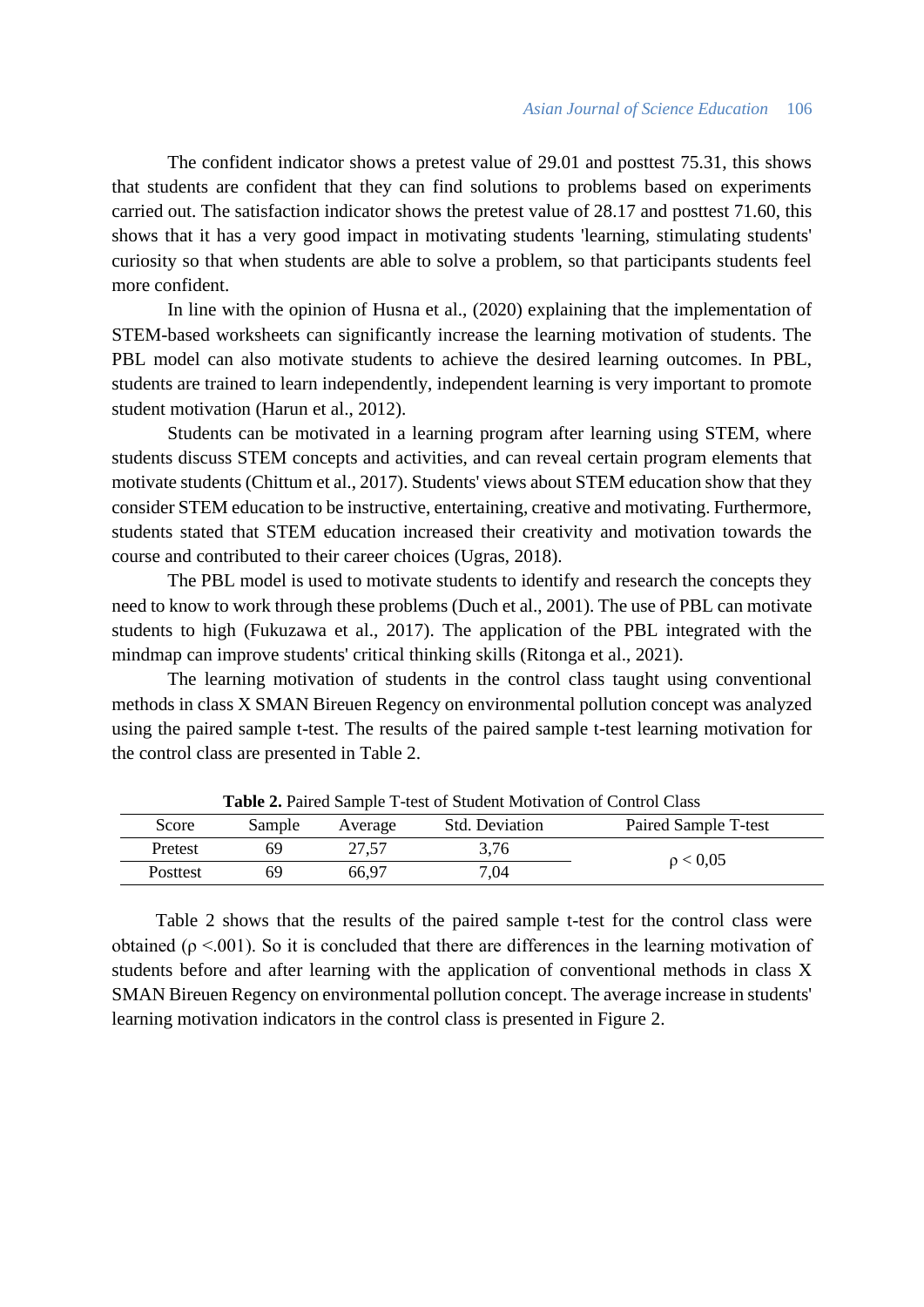The confident indicator shows a pretest value of 29.01 and posttest 75.31, this shows that students are confident that they can find solutions to problems based on experiments carried out. The satisfaction indicator shows the pretest value of 28.17 and posttest 71.60, this shows that it has a very good impact in motivating students 'learning, stimulating students' curiosity so that when students are able to solve a problem, so that participants students feel more confident.

In line with the opinion of Husna et al., (2020) explaining that the implementation of STEM-based worksheets can significantly increase the learning motivation of students. The PBL model can also motivate students to achieve the desired learning outcomes. In PBL, students are trained to learn independently, independent learning is very important to promote student motivation (Harun et al., 2012).

Students can be motivated in a learning program after learning using STEM, where students discuss STEM concepts and activities, and can reveal certain program elements that motivate students (Chittum et al., 2017). Students' views about STEM education show that they consider STEM education to be instructive, entertaining, creative and motivating. Furthermore, students stated that STEM education increased their creativity and motivation towards the course and contributed to their career choices (Ugras, 2018).

The PBL model is used to motivate students to identify and research the concepts they need to know to work through these problems (Duch et al., 2001). The use of PBL can motivate students to high (Fukuzawa et al., 2017). The application of the PBL integrated with the mindmap can improve students' critical thinking skills (Ritonga et al., 2021).

The learning motivation of students in the control class taught using conventional methods in class X SMAN Bireuen Regency on environmental pollution concept was analyzed using the paired sample t-test. The results of the paired sample t-test learning motivation for the control class are presented in Table 2.

**Table 2.** Paired Sample T-test of Student Motivation of Control Class

| Score | Sample | Average | Std. Deviation | Paired Sample T-test |
|---|---|---|---|---|
| Pretest | 69 | 27,57 | 3,76 | $\rho < 0{,}05$ |
| Posttest | 69 | 66,97 | 7,04 | |

Table 2 shows that the results of the paired sample t-test for the control class were obtained ($\rho < .001$). So it is concluded that there are differences in the learning motivation of students before and after learning with the application of conventional methods in class X SMAN Bireuen Regency on environmental pollution concept. The average increase in students' learning motivation indicators in the control class is presented in Figure 2.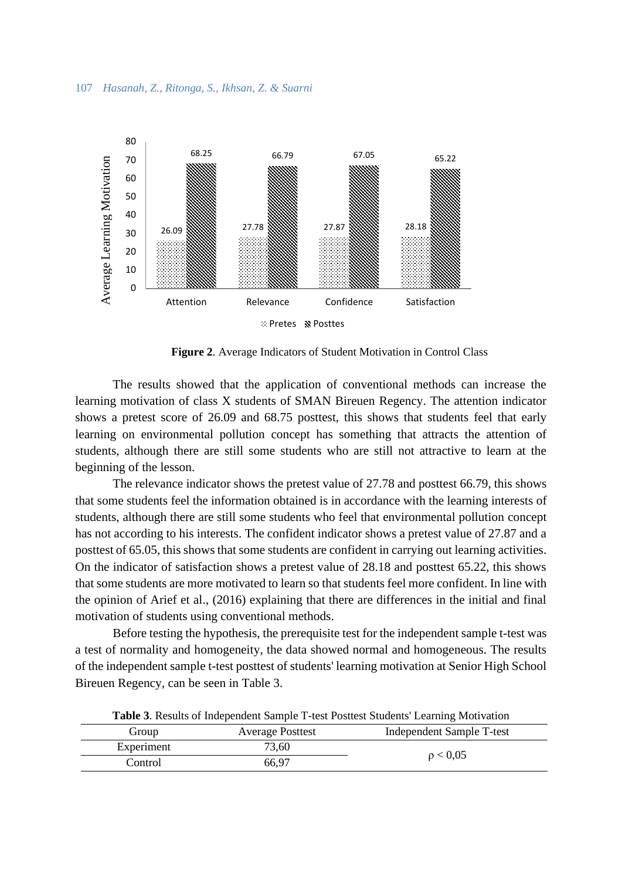Average Learning Motivation

80
70
60
50
40
30
20
10
0

26.09
68.25
27.78
66.79
27.87
67.05
28.18
65.22

Attention
Relevance
Confidence
Satisfaction

Pretes
Posttes

**Figure 2**. Average Indicators of Student Motivation in Control Class

The results showed that the application of conventional methods can increase the learning motivation of class X students of SMAN Bireuen Regency. The attention indicator shows a pretest score of 26.09 and 68.75 posttest, this shows that students feel that early learning on environmental pollution concept has something that attracts the attention of students, although there are still some students who are still not attractive to learn at the beginning of the lesson.

The relevance indicator shows the pretest value of 27.78 and posttest 66.79, this shows that some students feel the information obtained is in accordance with the learning interests of students, although there are still some students who feel that environmental pollution concept has not according to his interests. The confident indicator shows a pretest value of 27.87 and a posttest of 65.05, this shows that some students are confident in carrying out learning activities. On the indicator of satisfaction shows a pretest value of 28.18 and posttest 65.22, this shows that some students are more motivated to learn so that students feel more confident. In line with the opinion of Arief et al., (2016) explaining that there are differences in the initial and final motivation of students using conventional methods.

Before testing the hypothesis, the prerequisite test for the independent sample t-test was a test of normality and homogeneity, the data showed normal and homogeneous. The results of the independent sample t-test posttest of students' learning motivation at Senior High School Bireuen Regency, can be seen in Table 3.

**Table 3**. Results of Independent Sample T-test Posttest Students' Learning Motivation

| Group | Average Posttest | Independent Sample T-test |
|---|---|---|
| Experiment | 73,60 | $\rho < 0{,}05$ |
| Control | 66,97 | |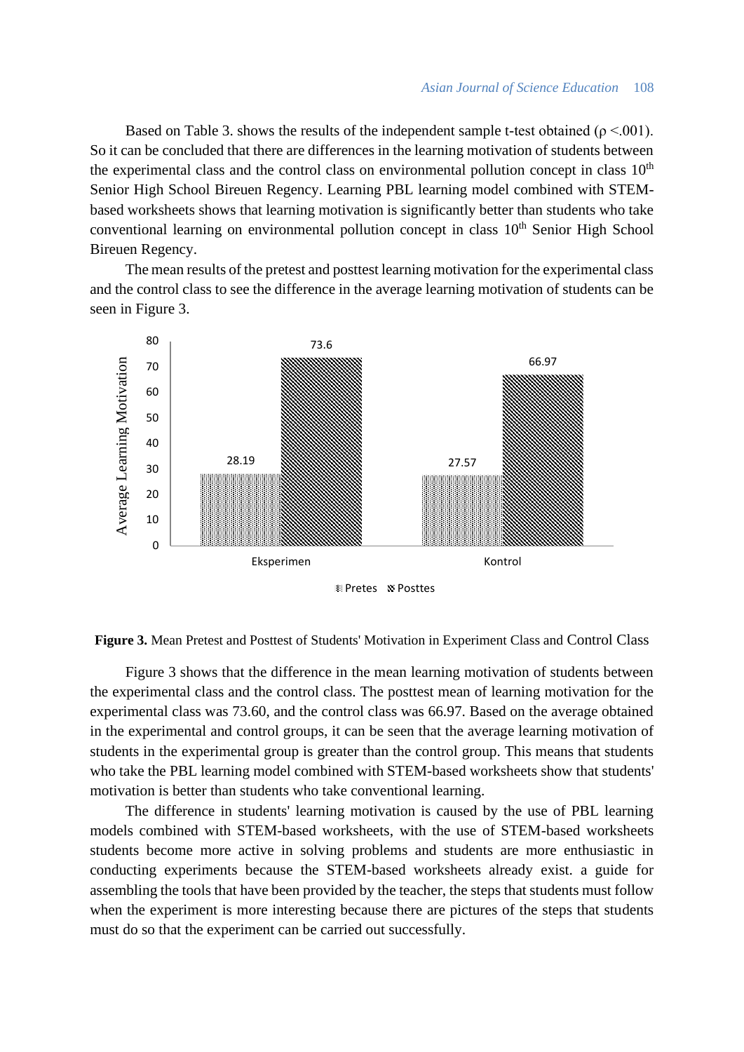Based on Table 3. shows the results of the independent sample t-test obtained (ρ <.001). So it can be concluded that there are differences in the learning motivation of students between the experimental class and the control class on environmental pollution concept in class 10th Senior High School Bireuen Regency. Learning PBL learning model combined with STEM-based worksheets shows that learning motivation is significantly better than students who take conventional learning on environmental pollution concept in class 10th Senior High School Bireuen Regency.

The mean results of the pretest and posttest learning motivation for the experimental class and the control class to see the difference in the average learning motivation of students can be seen in Figure 3.

Average Learning Motivation

80
70
60
50
40
30
20
10
0

28.19
73.6
27.57
66.97

Eksperimen
Kontrol

Pretes
Posttes

**Figure 3.** Mean Pretest and Posttest of Students' Motivation in Experiment Class and Control Class

Figure 3 shows that the difference in the mean learning motivation of students between the experimental class and the control class. The posttest mean of learning motivation for the experimental class was 73.60, and the control class was 66.97. Based on the average obtained in the experimental and control groups, it can be seen that the average learning motivation of students in the experimental group is greater than the control group. This means that students who take the PBL learning model combined with STEM-based worksheets show that students' motivation is better than students who take conventional learning.

The difference in students' learning motivation is caused by the use of PBL learning models combined with STEM-based worksheets, with the use of STEM-based worksheets students become more active in solving problems and students are more enthusiastic in conducting experiments because the STEM-based worksheets already exist. a guide for assembling the tools that have been provided by the teacher, the steps that students must follow when the experiment is more interesting because there are pictures of the steps that students must do so that the experiment can be carried out successfully.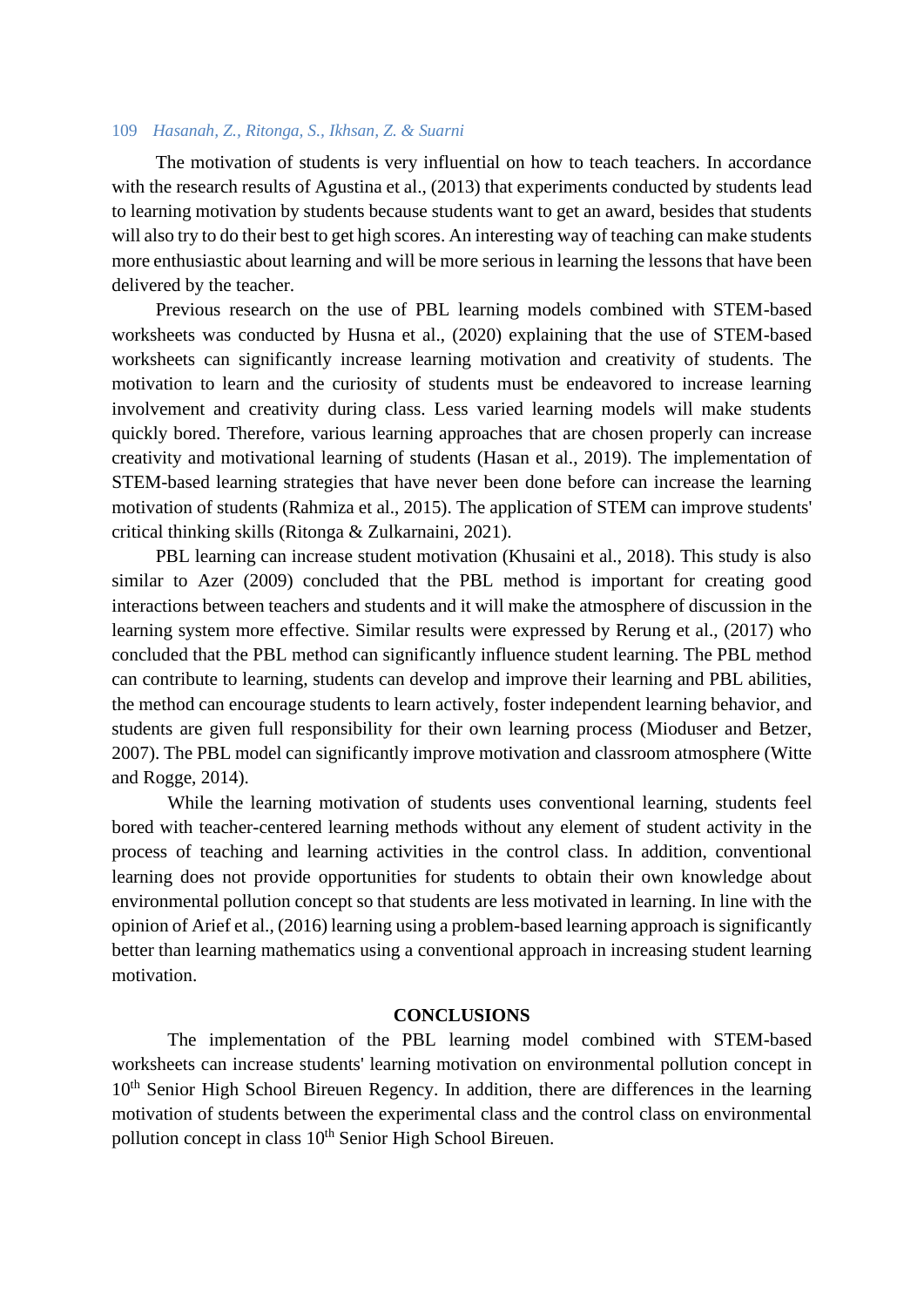The motivation of students is very influential on how to teach teachers. In accordance with the research results of Agustina et al., (2013) that experiments conducted by students lead to learning motivation by students because students want to get an award, besides that students will also try to do their best to get high scores. An interesting way of teaching can make students more enthusiastic about learning and will be more serious in learning the lessons that have been delivered by the teacher.

Previous research on the use of PBL learning models combined with STEM-based worksheets was conducted by Husna et al., (2020) explaining that the use of STEM-based worksheets can significantly increase learning motivation and creativity of students. The motivation to learn and the curiosity of students must be endeavored to increase learning involvement and creativity during class. Less varied learning models will make students quickly bored. Therefore, various learning approaches that are chosen properly can increase creativity and motivational learning of students (Hasan et al., 2019). The implementation of STEM-based learning strategies that have never been done before can increase the learning motivation of students (Rahmiza et al., 2015). The application of STEM can improve students' critical thinking skills (Ritonga & Zulkarnaini, 2021).

PBL learning can increase student motivation (Khusaini et al., 2018). This study is also similar to Azer (2009) concluded that the PBL method is important for creating good interactions between teachers and students and it will make the atmosphere of discussion in the learning system more effective. Similar results were expressed by Rerung et al., (2017) who concluded that the PBL method can significantly influence student learning. The PBL method can contribute to learning, students can develop and improve their learning and PBL abilities, the method can encourage students to learn actively, foster independent learning behavior, and students are given full responsibility for their own learning process (Mioduser and Betzer, 2007). The PBL model can significantly improve motivation and classroom atmosphere (Witte and Rogge, 2014).

While the learning motivation of students uses conventional learning, students feel bored with teacher-centered learning methods without any element of student activity in the process of teaching and learning activities in the control class. In addition, conventional learning does not provide opportunities for students to obtain their own knowledge about environmental pollution concept so that students are less motivated in learning. In line with the opinion of Arief et al., (2016) learning using a problem-based learning approach is significantly better than learning mathematics using a conventional approach in increasing student learning motivation.

## CONCLUSIONS

The implementation of the PBL learning model combined with STEM-based worksheets can increase students' learning motivation on environmental pollution concept in 10$^{th}$ Senior High School Bireuen Regency. In addition, there are differences in the learning motivation of students between the experimental class and the control class on environmental pollution concept in class 10$^{th}$ Senior High School Bireuen.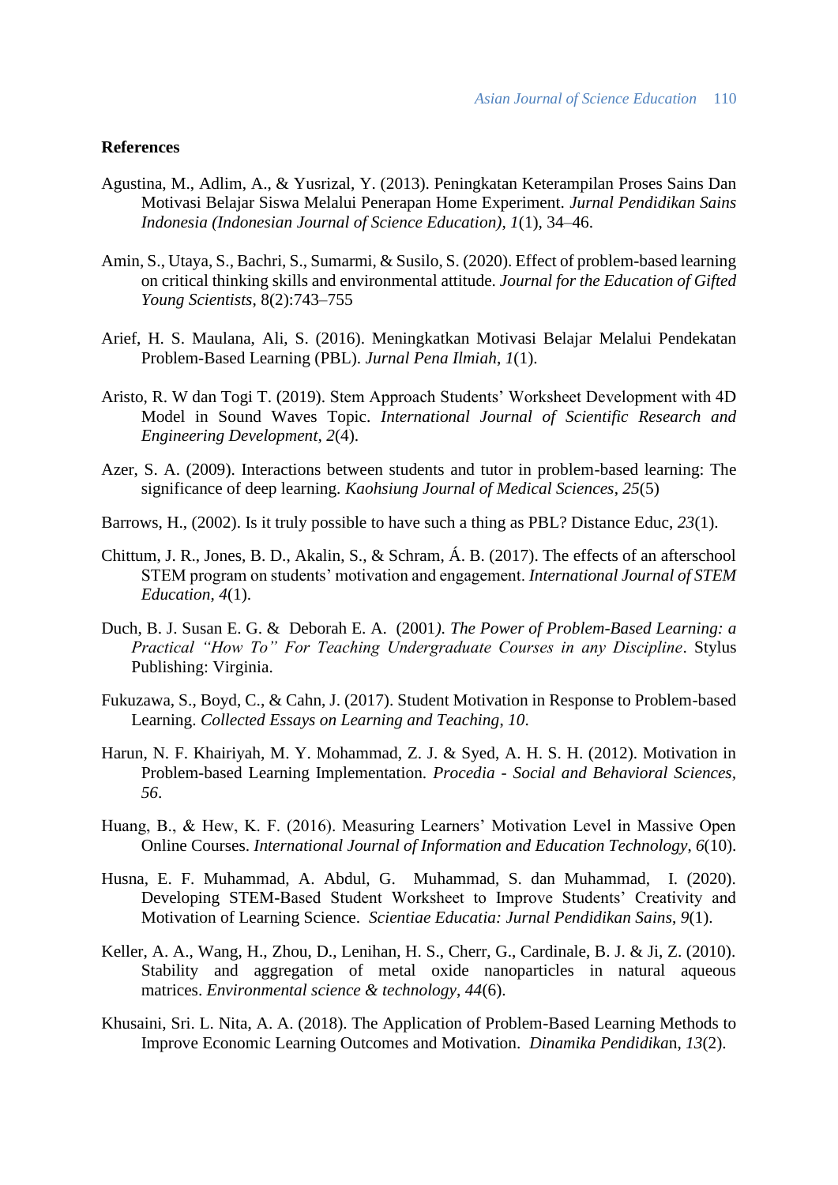**References**

Agustina, M., Adlim, A., & Yusrizal, Y. (2013). Peningkatan Keterampilan Proses Sains Dan Motivasi Belajar Siswa Melalui Penerapan Home Experiment. *Jurnal Pendidikan Sains Indonesia (Indonesian Journal of Science Education)*, *1*(1), 34–46.

Amin, S., Utaya, S., Bachri, S., Sumarmi, & Susilo, S. (2020). Effect of problem-based learning on critical thinking skills and environmental attitude. *Journal for the Education of Gifted Young Scientists*, 8(2):743–755

Arief, H. S. Maulana, Ali, S. (2016). Meningkatkan Motivasi Belajar Melalui Pendekatan Problem-Based Learning (PBL). *Jurnal Pena Ilmiah*, *1*(1).

Aristo, R. W dan Togi T. (2019). Stem Approach Students' Worksheet Development with 4D Model in Sound Waves Topic. *International Journal of Scientific Research and Engineering Development*, *2*(4).

Azer, S. A. (2009). Interactions between students and tutor in problem-based learning: The significance of deep learning. *Kaohsiung Journal of Medical Sciences*, *25*(5)

Barrows, H., (2002). Is it truly possible to have such a thing as PBL? Distance Educ, *23*(1).

Chittum, J. R., Jones, B. D., Akalin, S., & Schram, Á. B. (2017). The effects of an afterschool STEM program on students' motivation and engagement. *International Journal of STEM Education*, *4*(1).

Duch, B. J. Susan E. G. & Deborah E. A. (2001*). The Power of Problem-Based Learning: a Practical "How To" For Teaching Undergraduate Courses in any Discipline*. Stylus Publishing: Virginia.

Fukuzawa, S., Boyd, C., & Cahn, J. (2017). Student Motivation in Response to Problem-based Learning. *Collected Essays on Learning and Teaching*, *10*.

Harun, N. F. Khairiyah, M. Y. Mohammad, Z. J. & Syed, A. H. S. H. (2012). Motivation in Problem-based Learning Implementation. *Procedia - Social and Behavioral Sciences*, *56*.

Huang, B., & Hew, K. F. (2016). Measuring Learners' Motivation Level in Massive Open Online Courses. *International Journal of Information and Education Technology*, *6*(10).

Husna, E. F. Muhammad, A. Abdul, G. Muhammad, S. dan Muhammad, I. (2020). Developing STEM-Based Student Worksheet to Improve Students' Creativity and Motivation of Learning Science. *Scientiae Educatia: Jurnal Pendidikan Sains*, *9*(1).

Keller, A. A., Wang, H., Zhou, D., Lenihan, H. S., Cherr, G., Cardinale, B. J. & Ji, Z. (2010). Stability and aggregation of metal oxide nanoparticles in natural aqueous matrices. *Environmental science & technology*, *44*(6).

Khusaini, Sri. L. Nita, A. A. (2018). The Application of Problem-Based Learning Methods to Improve Economic Learning Outcomes and Motivation. *Dinamika Pendidikan*, *13*(2).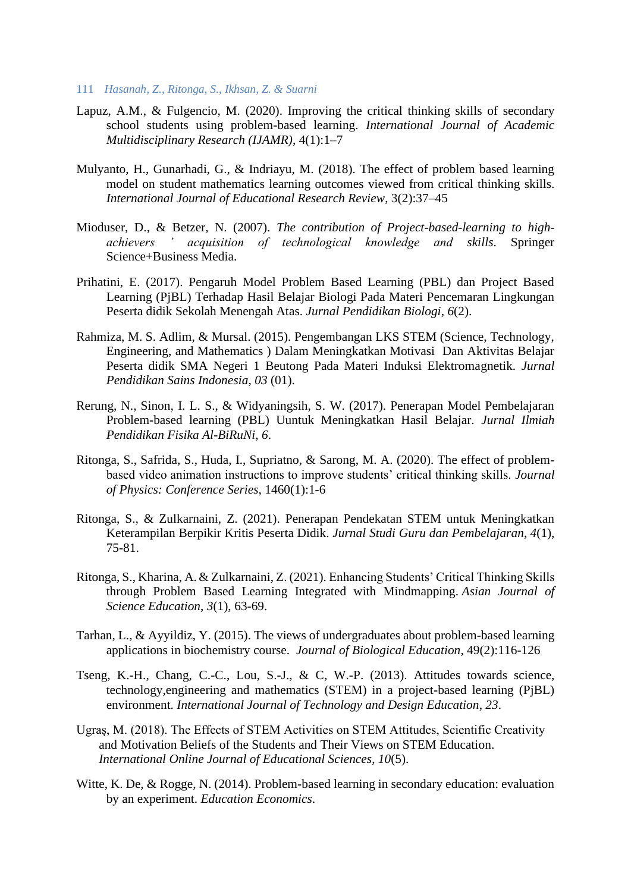Lapuz, A.M., & Fulgencio, M. (2020). Improving the critical thinking skills of secondary school students using problem-based learning. *International Journal of Academic Multidisciplinary Research (IJAMR)*, 4(1):1–7

Mulyanto, H., Gunarhadi, G., & Indriayu, M. (2018). The effect of problem based learning model on student mathematics learning outcomes viewed from critical thinking skills. *International Journal of Educational Research Review*, 3(2):37–45

Mioduser, D., & Betzer, N. (2007). *The contribution of Project-based-learning to high-achievers ' acquisition of technological knowledge and skills*. Springer Science+Business Media.

Prihatini, E. (2017). Pengaruh Model Problem Based Learning (PBL) dan Project Based Learning (PjBL) Terhadap Hasil Belajar Biologi Pada Materi Pencemaran Lingkungan Peserta didik Sekolah Menengah Atas. *Jurnal Pendidikan Biologi*, *6*(2).

Rahmiza, M. S. Adlim, & Mursal. (2015). Pengembangan LKS STEM (Science, Technology, Engineering, and Mathematics ) Dalam Meningkatkan Motivasi Dan Aktivitas Belajar Peserta didik SMA Negeri 1 Beutong Pada Materi Induksi Elektromagnetik. *Jurnal Pendidikan Sains Indonesia*, *03* (01).

Rerung, N., Sinon, I. L. S., & Widyaningsih, S. W. (2017). Penerapan Model Pembelajaran Problem-based learning (PBL) Uuntuk Meningkatkan Hasil Belajar. *Jurnal Ilmiah Pendidikan Fisika Al-BiRuNi*, *6*.

Ritonga, S., Safrida, S., Huda, I., Supriatno, & Sarong, M. A. (2020). The effect of problem-based video animation instructions to improve students' critical thinking skills. *Journal of Physics: Conference Series*, 1460(1):1-6

Ritonga, S., & Zulkarnaini, Z. (2021). Penerapan Pendekatan STEM untuk Meningkatkan Keterampilan Berpikir Kritis Peserta Didik. *Jurnal Studi Guru dan Pembelajaran*, *4*(1), 75-81.

Ritonga, S., Kharina, A. & Zulkarnaini, Z. (2021). Enhancing Students' Critical Thinking Skills through Problem Based Learning Integrated with Mindmapping. *Asian Journal of Science Education*, *3*(1), 63-69.

Tarhan, L., & Ayyildiz, Y. (2015). The views of undergraduates about problem-based learning applications in biochemistry course. *Journal of Biological Education*, 49(2):116-126

Tseng, K.-H., Chang, C.-C., Lou, S.-J., & C, W.-P. (2013). Attitudes towards science, technology,engineering and mathematics (STEM) in a project-based learning (PjBL) environment. *International Journal of Technology and Design Education*, *23*.

Ugraş, M. (2018). The Effects of STEM Activities on STEM Attitudes, Scientific Creativity and Motivation Beliefs of the Students and Their Views on STEM Education. *International Online Journal of Educational Sciences*, *10*(5).

Witte, K. De, & Rogge, N. (2014). Problem-based learning in secondary education: evaluation by an experiment. *Education Economics*.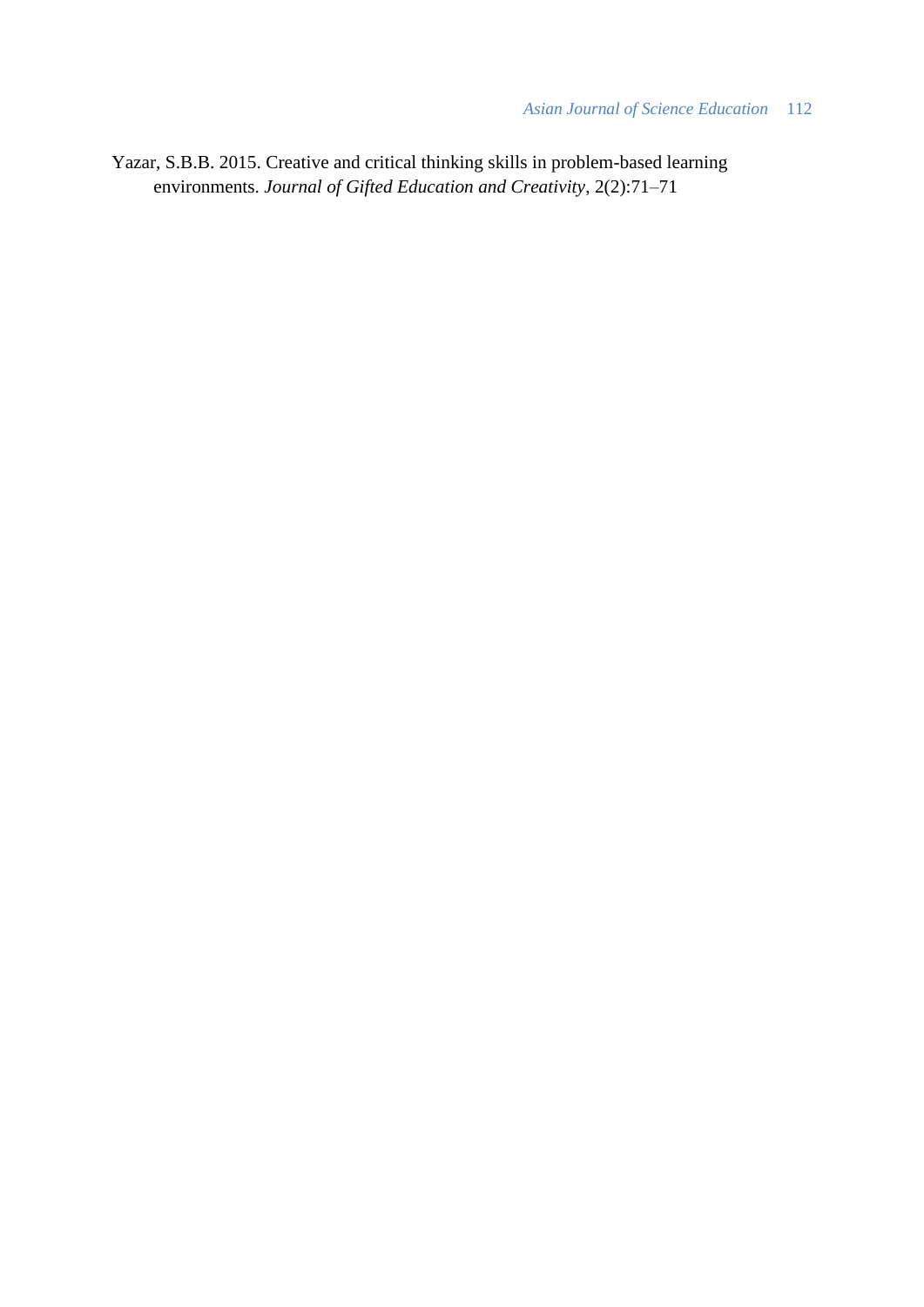Yazar, S.B.B. 2015. Creative and critical thinking skills in problem-based learning environments. *Journal of Gifted Education and Creativity*, 2(2):71–71